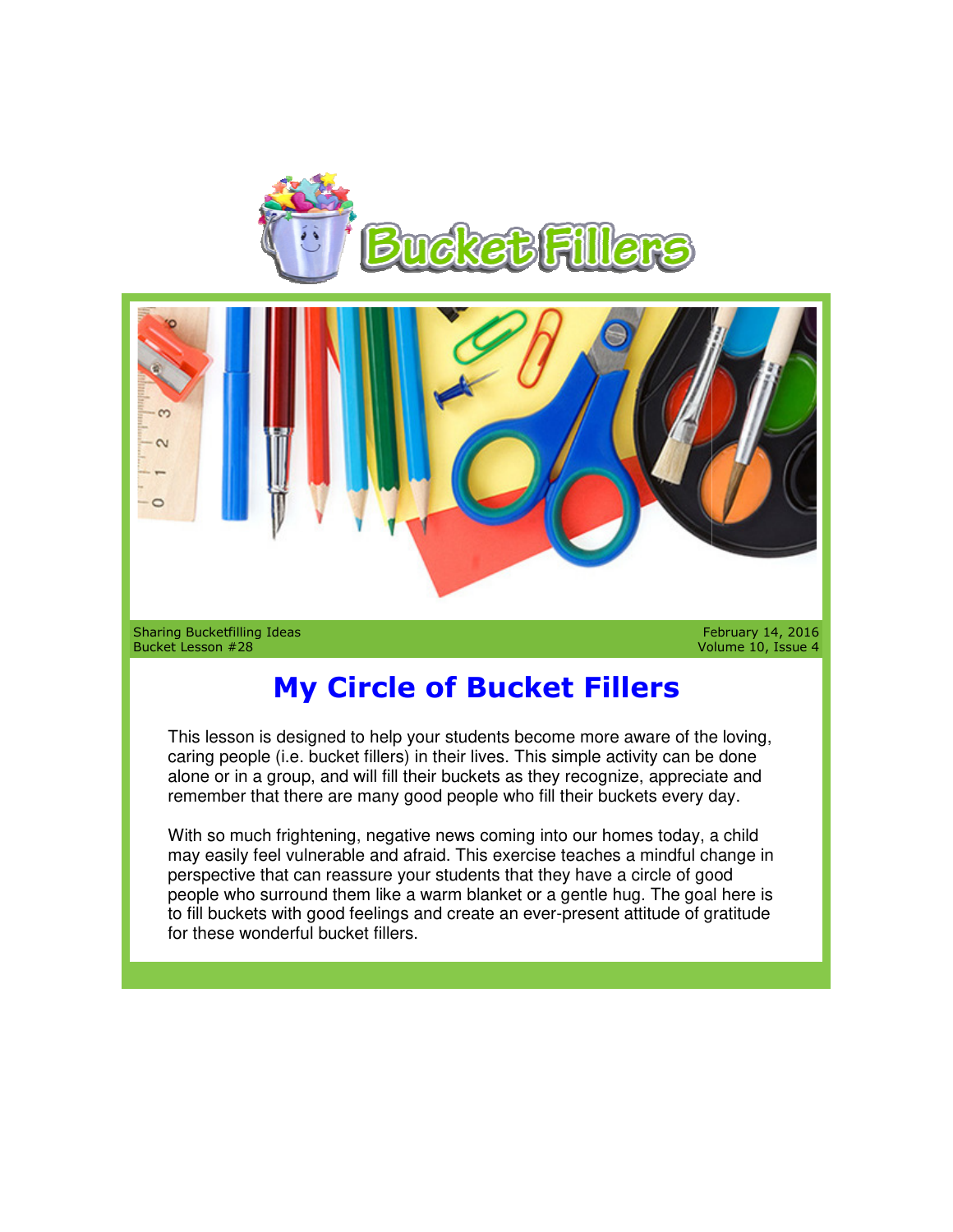# Bucket Fillers

Sharing Bucketfilling Ideas
Bucket Lesson #28

February 14, 2016
Volume 10, Issue 4

## My Circle of Bucket Fillers

This lesson is designed to help your students become more aware of the loving, caring people (i.e. bucket fillers) in their lives. This simple activity can be done alone or in a group, and will fill their buckets as they recognize, appreciate and remember that there are many good people who fill their buckets every day.

With so much frightening, negative news coming into our homes today, a child may easily feel vulnerable and afraid. This exercise teaches a mindful change in perspective that can reassure your students that they have a circle of good people who surround them like a warm blanket or a gentle hug. The goal here is to fill buckets with good feelings and create an ever-present attitude of gratitude for these wonderful bucket fillers.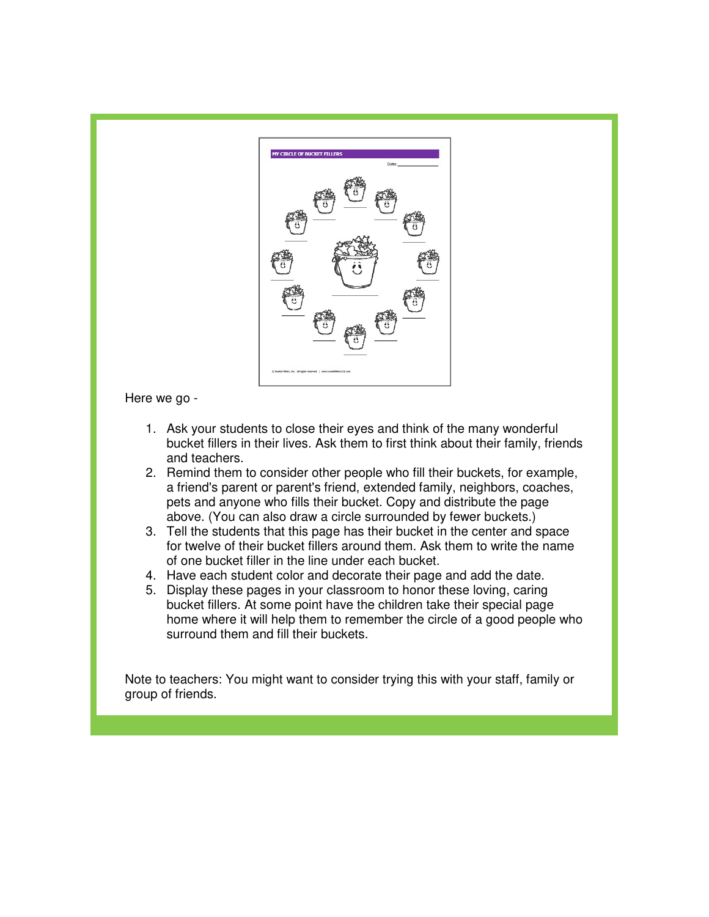Here we go -

1. Ask your students to close their eyes and think of the many wonderful bucket fillers in their lives. Ask them to first think about their family, friends and teachers.
2. Remind them to consider other people who fill their buckets, for example, a friend's parent or parent's friend, extended family, neighbors, coaches, pets and anyone who fills their bucket. Copy and distribute the page above. (You can also draw a circle surrounded by fewer buckets.)
3. Tell the students that this page has their bucket in the center and space for twelve of their bucket fillers around them. Ask them to write the name of one bucket filler in the line under each bucket.
4. Have each student color and decorate their page and add the date.
5. Display these pages in your classroom to honor these loving, caring bucket fillers. At some point have the children take their special page home where it will help them to remember the circle of a good people who surround them and fill their buckets.

Note to teachers: You might want to consider trying this with your staff, family or group of friends.